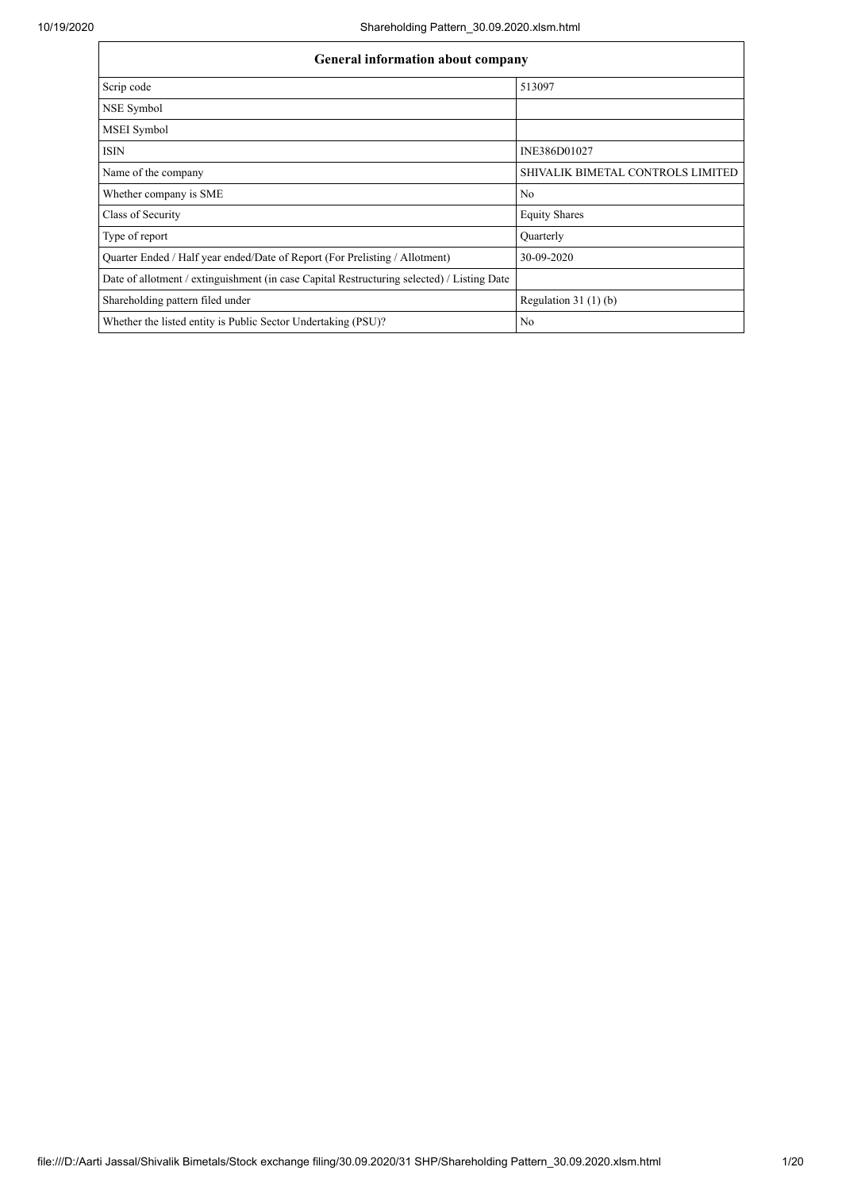| General information about company | |
| --- | --- |
| Scrip code | 513097 |
| NSE Symbol | |
| MSEI Symbol | |
| ISIN | INE386D01027 |
| Name of the company | SHIVALIK BIMETAL CONTROLS LIMITED |
| Whether company is SME | No |
| Class of Security | Equity Shares |
| Type of report | Quarterly |
| Quarter Ended / Half year ended/Date of Report (For Prelisting / Allotment) | 30-09-2020 |
| Date of allotment / extinguishment (in case Capital Restructuring selected) / Listing Date | |
| Shareholding pattern filed under | Regulation 31 (1) (b) |
| Whether the listed entity is Public Sector Undertaking (PSU)? | No |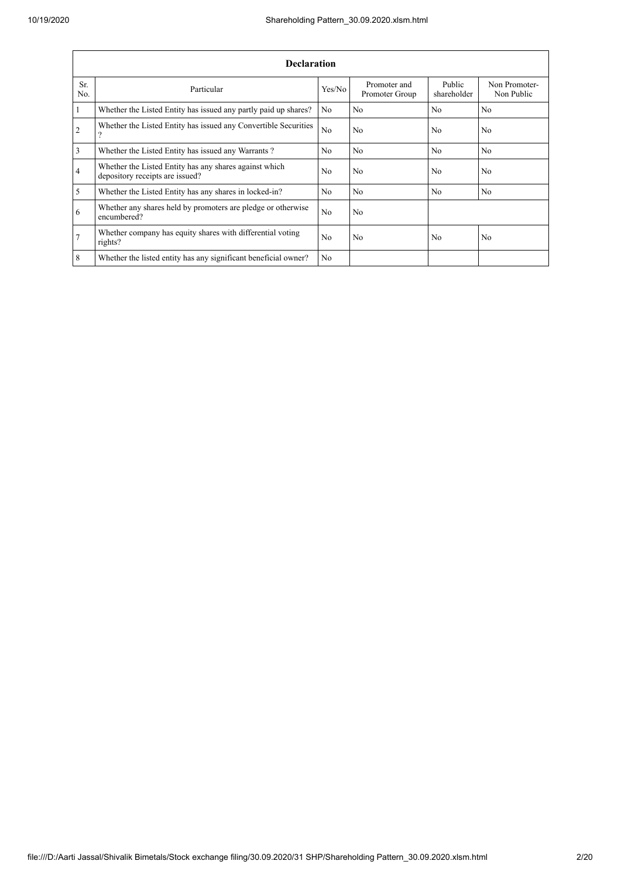| Declaration | | | | | |
|---|---|---|---|---|---|
| Sr. No. | Particular | Yes/No | Promoter and Promoter Group | Public shareholder | Non Promoter- Non Public |
| 1 | Whether the Listed Entity has issued any partly paid up shares? | No | No | No | No |
| 2 | Whether the Listed Entity has issued any Convertible Securities ? | No | No | No | No |
| 3 | Whether the Listed Entity has issued any Warrants ? | No | No | No | No |
| 4 | Whether the Listed Entity has any shares against which depository receipts are issued? | No | No | No | No |
| 5 | Whether the Listed Entity has any shares in locked-in? | No | No | No | No |
| 6 | Whether any shares held by promoters are pledge or otherwise encumbered? | No | No | | |
| 7 | Whether company has equity shares with differential voting rights? | No | No | No | No |
| 8 | Whether the listed entity has any significant beneficial owner? | No | | | |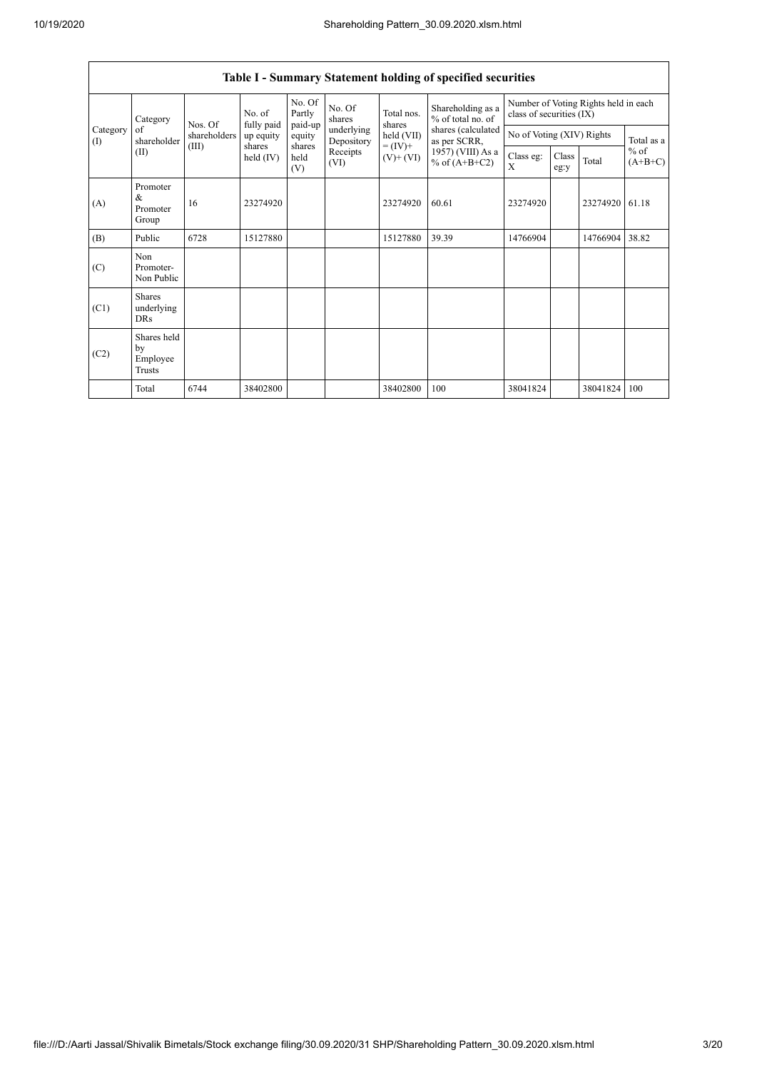## Table I - Summary Statement holding of specified securities

| Category (I) | Category of shareholder (II) | Nos. Of shareholders (III) | No. of fully paid up equity shares held (IV) | No. Of Partly paid-up equity shares held (V) | No. Of shares underlying Depository Receipts (VI) | Total nos. shares held (VII) = (IV)+ (V)+ (VI) | Shareholding as a % of total no. of shares (calculated as per SCRR, 1957) (VIII) As a % of (A+B+C2) | Number of Voting Rights held in each class of securities (IX) | | | |
|---|---|---|---|---|---|---|---|---|---|---|---|
| | | | | | | | | No of Voting (XIV) Rights | | | Total as a % of (A+B+C) |
| | | | | | | | | Class eg: X | Class eg:y | Total | |
| (A) | Promoter & Promoter Group | 16 | 23274920 | | | 23274920 | 60.61 | 23274920 | | 23274920 | 61.18 |
| (B) | Public | 6728 | 15127880 | | | 15127880 | 39.39 | 14766904 | | 14766904 | 38.82 |
| (C) | Non Promoter- Non Public | | | | | | | | | | |
| (C1) | Shares underlying DRs | | | | | | | | | | |
| (C2) | Shares held by Employee Trusts | | | | | | | | | | |
| | Total | 6744 | 38402800 | | | 38402800 | 100 | 38041824 | | 38041824 | 100 |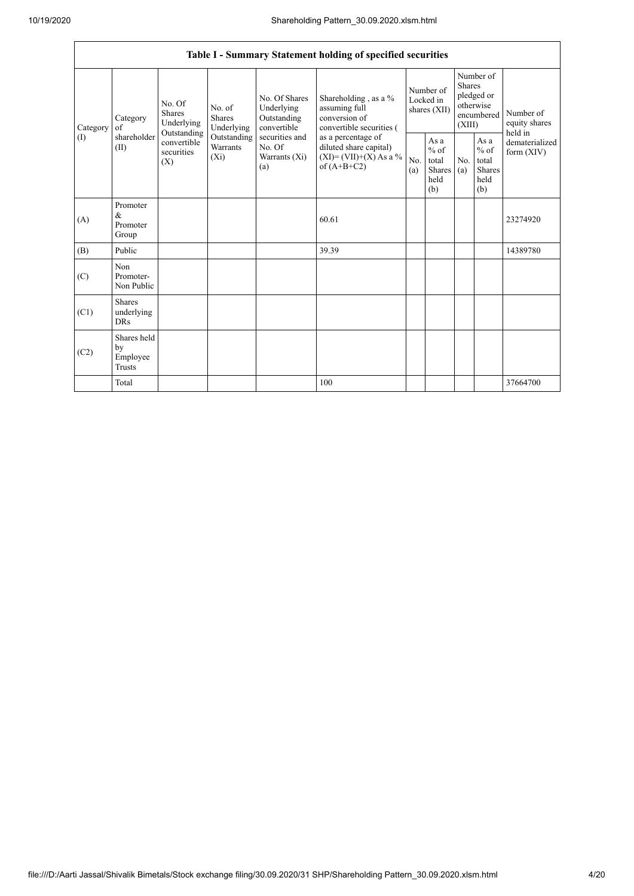| Table I - Summary Statement holding of specified securities | | | | | | | | | | | |
|---|---|---|---|---|---|---|---|---|---|---|---|
| Category (I) | Category of shareholder (II) | No. Of Shares Underlying Outstanding convertible securities (X) | No. of Shares Underlying Outstanding Warrants (Xi) | No. Of Shares Underlying Outstanding convertible securities and No. Of Warrants (Xi) (a) | Shareholding , as a % assuming full conversion of convertible securities ( as a percentage of diluted share capital) (XI)= (VII)+(X) As a % of (A+B+C2) | Number of Locked in shares (XII) | | Number of Shares pledged or otherwise encumbered (XIII) | | Number of equity shares held in dematerialized form (XIV) |
| | | | | | | No. (a) | As a % of total Shares held (b) | No. (a) | As a % of total Shares held (b) | |
| (A) | Promoter & Promoter Group | | | | 60.61 | | | | | 23274920 |
| (B) | Public | | | | 39.39 | | | | | 14389780 |
| (C) | Non Promoter- Non Public | | | | | | | | | |
| (C1) | Shares underlying DRs | | | | | | | | | |
| (C2) | Shares held by Employee Trusts | | | | | | | | | |
| | Total | | | | 100 | | | | | 37664700 |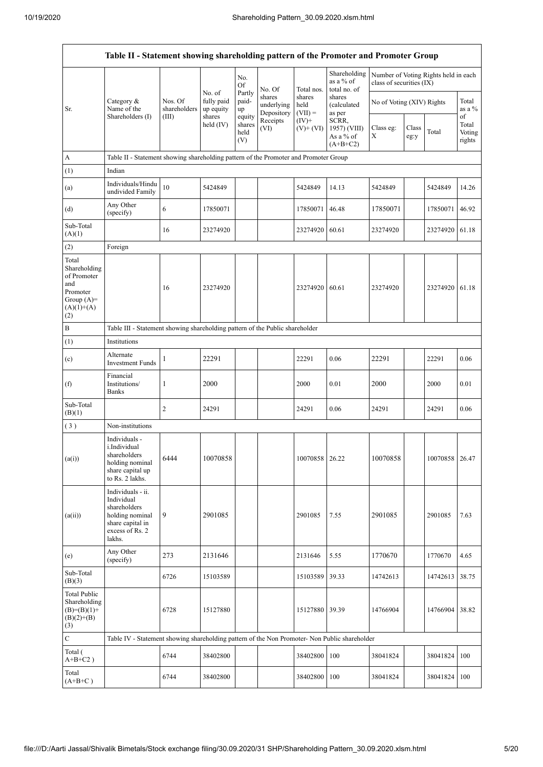| Table II - Statement showing shareholding pattern of the Promoter and Promoter Group | | | | | | | | | | | |
|---|---|---|---|---|---|---|---|---|---|---|---|
| Sr. | Category & Name of the Shareholders (I) | Nos. Of shareholders (III) | No. of fully paid up equity shares held (IV) | No. Of Partly paid-up equity shares held (V) | No. Of shares underlying Depository Receipts (VI) | Total nos. shares held (VII) = (IV)+ (V)+ (VI) | Shareholding as a % of total no. of shares (calculated as per SCRR, 1957) (VIII) As a % of (A+B+C2) | Number of Voting Rights held in each class of securities (IX) | | | |
| | | | | | | | | No of Voting (XIV) Rights | | | Total as a % of Total Voting rights |
| | | | | | | | | Class eg: X | Class eg:y | Total | |
| A | Table II - Statement showing shareholding pattern of the Promoter and Promoter Group | | | | | | | | | | |
| (1) | Indian | | | | | | | | | | |
| (a) | Individuals/Hindu undivided Family | 10 | 5424849 | | | 5424849 | 14.13 | 5424849 | | 5424849 | 14.26 |
| (d) | Any Other (specify) | 6 | 17850071 | | | 17850071 | 46.48 | 17850071 | | 17850071 | 46.92 |
| Sub-Total (A)(1) | | 16 | 23274920 | | | 23274920 | 60.61 | 23274920 | | 23274920 | 61.18 |
| (2) | Foreign | | | | | | | | | | |
| Total Shareholding of Promoter and Promoter Group (A)=(A)(1)+(A)(2) | | 16 | 23274920 | | | 23274920 | 60.61 | 23274920 | | 23274920 | 61.18 |
| B | Table III - Statement showing shareholding pattern of the Public shareholder | | | | | | | | | | |
| (1) | Institutions | | | | | | | | | | |
| (c) | Alternate Investment Funds | 1 | 22291 | | | 22291 | 0.06 | 22291 | | 22291 | 0.06 |
| (f) | Financial Institutions/ Banks | 1 | 2000 | | | 2000 | 0.01 | 2000 | | 2000 | 0.01 |
| Sub-Total (B)(1) | | 2 | 24291 | | | 24291 | 0.06 | 24291 | | 24291 | 0.06 |
| (3) | Non-institutions | | | | | | | | | | |
| (a(i)) | Individuals - i.Individual shareholders holding nominal share capital up to Rs. 2 lakhs. | 6444 | 10070858 | | | 10070858 | 26.22 | 10070858 | | 10070858 | 26.47 |
| (a(ii)) | Individuals - ii. Individual shareholders holding nominal share capital in excess of Rs. 2 lakhs. | 9 | 2901085 | | | 2901085 | 7.55 | 2901085 | | 2901085 | 7.63 |
| (e) | Any Other (specify) | 273 | 2131646 | | | 2131646 | 5.55 | 1770670 | | 1770670 | 4.65 |
| Sub-Total (B)(3) | | 6726 | 15103589 | | | 15103589 | 39.33 | 14742613 | | 14742613 | 38.75 |
| Total Public Shareholding (B)=(B)(1)+(B)(2)+(B)(3) | | 6728 | 15127880 | | | 15127880 | 39.39 | 14766904 | | 14766904 | 38.82 |
| C | Table IV - Statement showing shareholding pattern of the Non Promoter- Non Public shareholder | | | | | | | | | | |
| Total ( A+B+C2 ) | | 6744 | 38402800 | | | 38402800 | 100 | 38041824 | | 38041824 | 100 |
| Total (A+B+C ) | | 6744 | 38402800 | | | 38402800 | 100 | 38041824 | | 38041824 | 100 |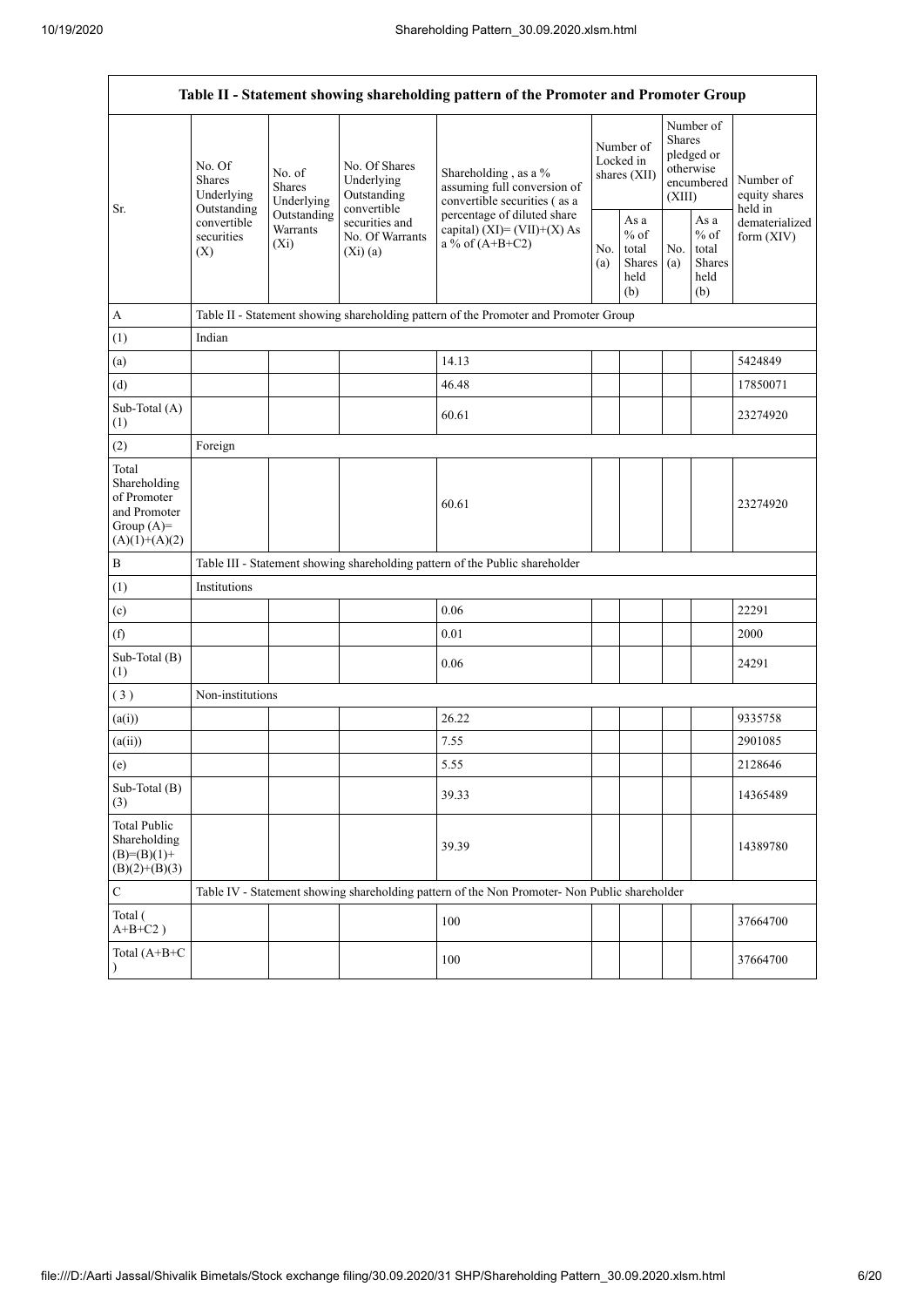| Table II - Statement showing shareholding pattern of the Promoter and Promoter Group | | | | | | | | | |
|---|---|---|---|---|---|---|---|---|---|
| Sr. | No. Of Shares Underlying Outstanding convertible securities (X) | No. of Shares Underlying Outstanding Warrants (Xi) | No. Of Shares Underlying Outstanding convertible securities and No. Of Warrants (Xi) (a) | Shareholding , as a % assuming full conversion of convertible securities ( as a percentage of diluted share capital) (XI)= (VII)+(X) As a % of (A+B+C2) | Number of Locked in shares (XII) | | Number of Shares pledged or otherwise encumbered (XIII) | | Number of equity shares held in dematerialized form (XIV) |
| | | | | | No. (a) | As a % of total Shares held (b) | No. (a) | As a % of total Shares held (b) | |
| A | Table II - Statement showing shareholding pattern of the Promoter and Promoter Group | | | | | | | | |
| (1) | Indian | | | | | | | | |
| (a) | | | | 14.13 | | | | | 5424849 |
| (d) | | | | 46.48 | | | | | 17850071 |
| Sub-Total (A) (1) | | | | 60.61 | | | | | 23274920 |
| (2) | Foreign | | | | | | | | |
| Total Shareholding of Promoter and Promoter Group (A)= (A)(1)+(A)(2) | | | | 60.61 | | | | | 23274920 |
| B | Table III - Statement showing shareholding pattern of the Public shareholder | | | | | | | | |
| (1) | Institutions | | | | | | | | |
| (c) | | | | 0.06 | | | | | 22291 |
| (f) | | | | 0.01 | | | | | 2000 |
| Sub-Total (B) (1) | | | | 0.06 | | | | | 24291 |
| ( 3 ) | Non-institutions | | | | | | | | |
| (a(i)) | | | | 26.22 | | | | | 9335758 |
| (a(ii)) | | | | 7.55 | | | | | 2901085 |
| (e) | | | | 5.55 | | | | | 2128646 |
| Sub-Total (B) (3) | | | | 39.33 | | | | | 14365489 |
| Total Public Shareholding (B)=(B)(1)+ (B)(2)+(B)(3) | | | | 39.39 | | | | | 14389780 |
| C | Table IV - Statement showing shareholding pattern of the Non Promoter- Non Public shareholder | | | | | | | | |
| Total ( A+B+C2 ) | | | | 100 | | | | | 37664700 |
| Total (A+B+C ) | | | | 100 | | | | | 37664700 |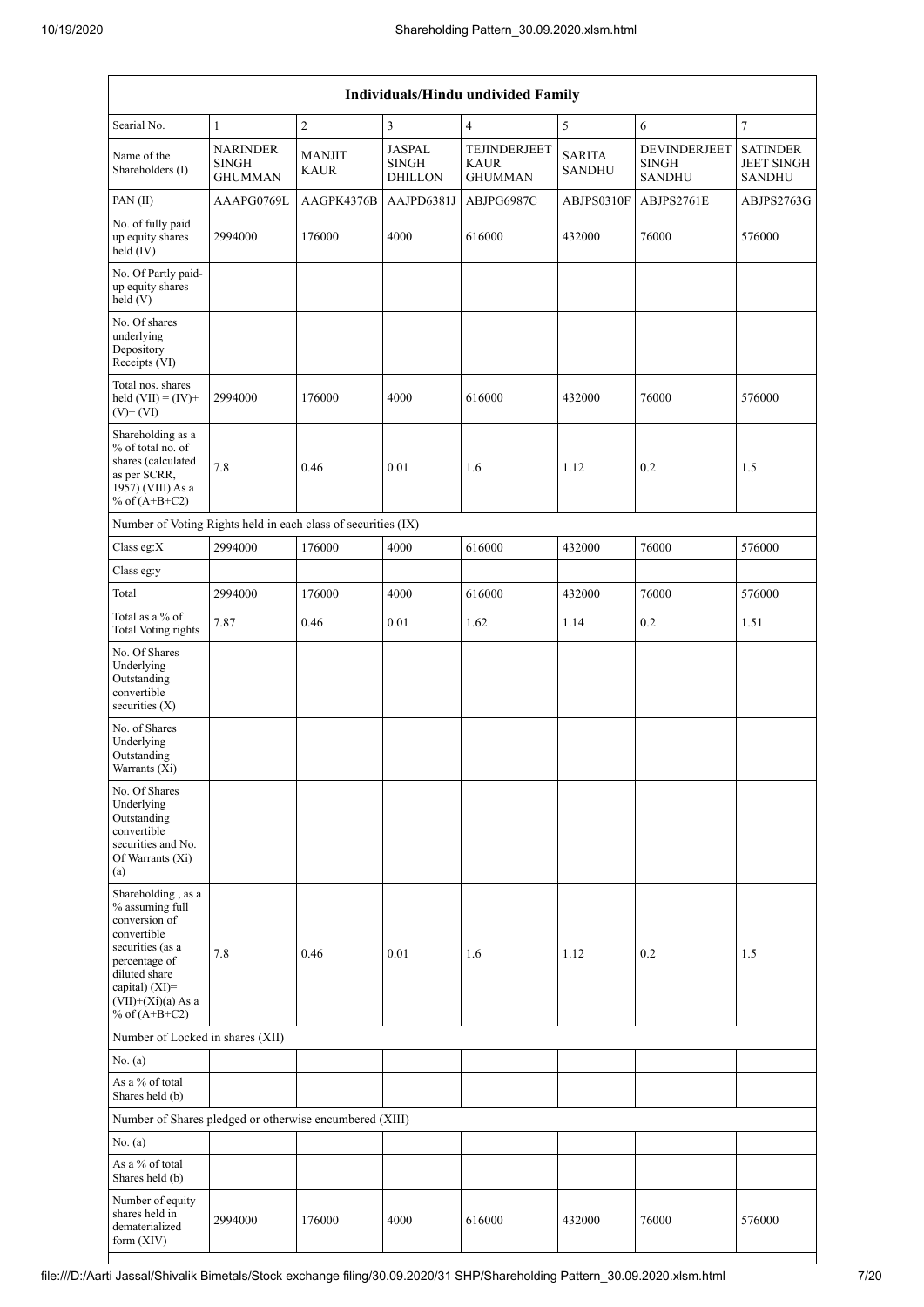| Individuals/Hindu undivided Family | | | | | | | |
|---|---|---|---|---|---|---|---|
| Searial No. | 1 | 2 | 3 | 4 | 5 | 6 | 7 |
| Name of the Shareholders (I) | NARINDER SINGH GHUMMAN | MANJIT KAUR | JASPAL SINGH DHILLON | TEJINDERJEET KAUR GHUMMAN | SARITA SANDHU | DEVINDERJEET SINGH SANDHU | SATINDER JEET SINGH SANDHU |
| PAN (II) | AAAPG0769L | AAGPK4376B | AAJPD6381J | ABJPG6987C | ABJPS0310F | ABJPS2761E | ABJPS2763G |
| No. of fully paid up equity shares held (IV) | 2994000 | 176000 | 4000 | 616000 | 432000 | 76000 | 576000 |
| No. Of Partly paid-up equity shares held (V) | | | | | | | |
| No. Of shares underlying Depository Receipts (VI) | | | | | | | |
| Total nos. shares held (VII) = (IV)+ (V)+ (VI) | 2994000 | 176000 | 4000 | 616000 | 432000 | 76000 | 576000 |
| Shareholding as a % of total no. of shares (calculated as per SCRR, 1957) (VIII) As a % of (A+B+C2) | 7.8 | 0.46 | 0.01 | 1.6 | 1.12 | 0.2 | 1.5 |
| Number of Voting Rights held in each class of securities (IX) | | | | | | | |
| Class eg:X | 2994000 | 176000 | 4000 | 616000 | 432000 | 76000 | 576000 |
| Class eg:y | | | | | | | |
| Total | 2994000 | 176000 | 4000 | 616000 | 432000 | 76000 | 576000 |
| Total as a % of Total Voting rights | 7.87 | 0.46 | 0.01 | 1.62 | 1.14 | 0.2 | 1.51 |
| No. Of Shares Underlying Outstanding convertible securities (X) | | | | | | | |
| No. of Shares Underlying Outstanding Warrants (Xi) | | | | | | | |
| No. Of Shares Underlying Outstanding convertible securities and No. Of Warrants (Xi) (a) | | | | | | | |
| Shareholding , as a % assuming full conversion of convertible securities (as a percentage of diluted share capital) (XI)= (VII)+(Xi)(a) As a % of (A+B+C2) | 7.8 | 0.46 | 0.01 | 1.6 | 1.12 | 0.2 | 1.5 |
| Number of Locked in shares (XII) | | | | | | | |
| No. (a) | | | | | | | |
| As a % of total Shares held (b) | | | | | | | |
| Number of Shares pledged or otherwise encumbered (XIII) | | | | | | | |
| No. (a) | | | | | | | |
| As a % of total Shares held (b) | | | | | | | |
| Number of equity shares held in dematerialized form (XIV) | 2994000 | 176000 | 4000 | 616000 | 432000 | 76000 | 576000 |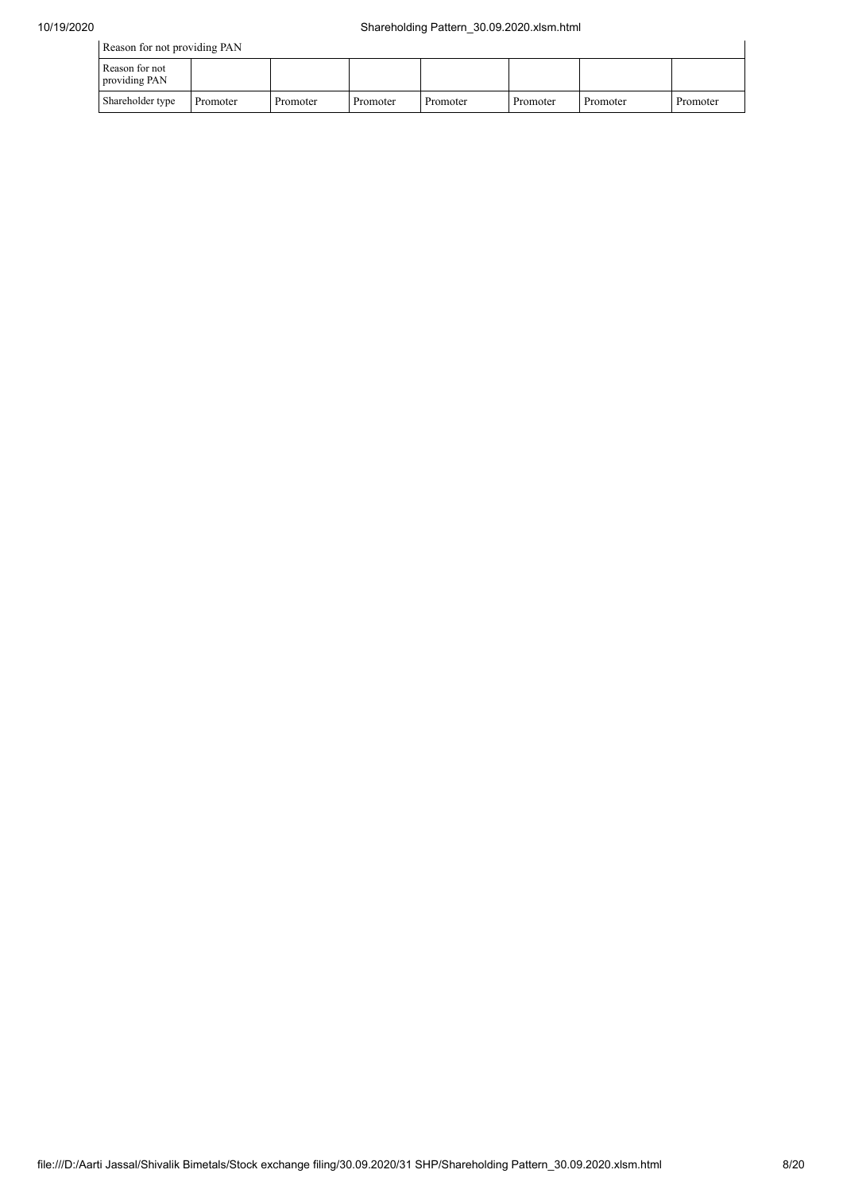| Reason for not providing PAN | | | | | | | |
|---|---|---|---|---|---|---|---|
| Reason for not providing PAN | | | | | | | |
| Shareholder type | Promoter | Promoter | Promoter | Promoter | Promoter | Promoter | Promoter |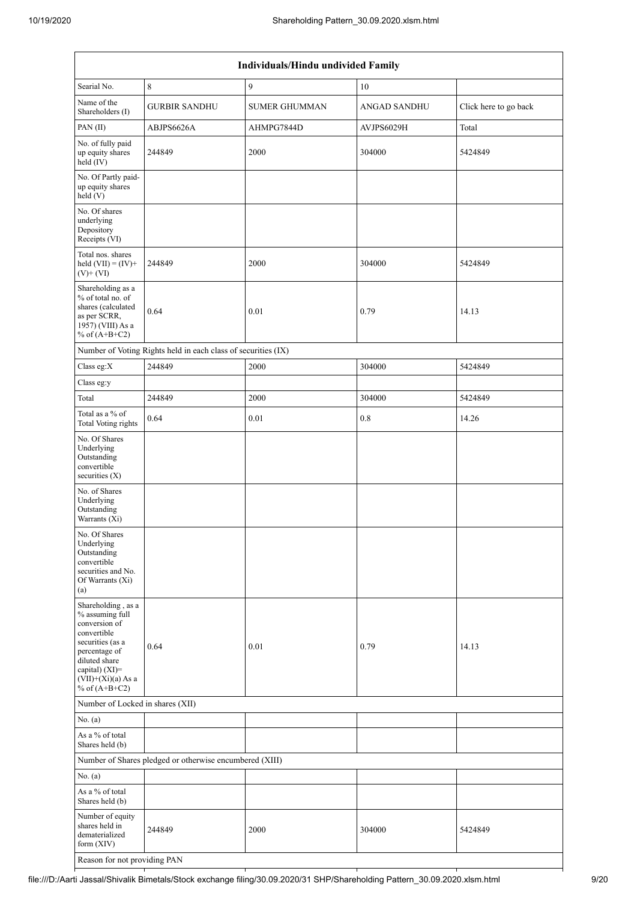| Individuals/Hindu undivided Family | | | | |
|---|---|---|---|---|
| Searial No. | 8 | 9 | 10 | |
| Name of the Shareholders (I) | GURBIR SANDHU | SUMER GHUMMAN | ANGAD SANDHU | Click here to go back |
| PAN (II) | ABJPS6626A | AHMPG7844D | AVJPS6029H | Total |
| No. of fully paid up equity shares held (IV) | 244849 | 2000 | 304000 | 5424849 |
| No. Of Partly paid-up equity shares held (V) | | | | |
| No. Of shares underlying Depository Receipts (VI) | | | | |
| Total nos. shares held (VII) = (IV)+ (V)+ (VI) | 244849 | 2000 | 304000 | 5424849 |
| Shareholding as a % of total no. of shares (calculated as per SCRR, 1957) (VIII) As a % of (A+B+C2) | 0.64 | 0.01 | 0.79 | 14.13 |
| Number of Voting Rights held in each class of securities (IX) | | | | |
| Class eg:X | 244849 | 2000 | 304000 | 5424849 |
| Class eg:y | | | | |
| Total | 244849 | 2000 | 304000 | 5424849 |
| Total as a % of Total Voting rights | 0.64 | 0.01 | 0.8 | 14.26 |
| No. Of Shares Underlying Outstanding convertible securities (X) | | | | |
| No. of Shares Underlying Outstanding Warrants (Xi) | | | | |
| No. Of Shares Underlying Outstanding convertible securities and No. Of Warrants (Xi) (a) | | | | |
| Shareholding , as a % assuming full conversion of convertible securities (as a percentage of diluted share capital) (XI)= (VII)+(Xi)(a) As a % of (A+B+C2) | 0.64 | 0.01 | 0.79 | 14.13 |
| Number of Locked in shares (XII) | | | | |
| No. (a) | | | | |
| As a % of total Shares held (b) | | | | |
| Number of Shares pledged or otherwise encumbered (XIII) | | | | |
| No. (a) | | | | |
| As a % of total Shares held (b) | | | | |
| Number of equity shares held in dematerialized form (XIV) | 244849 | 2000 | 304000 | 5424849 |
| Reason for not providing PAN | | | | |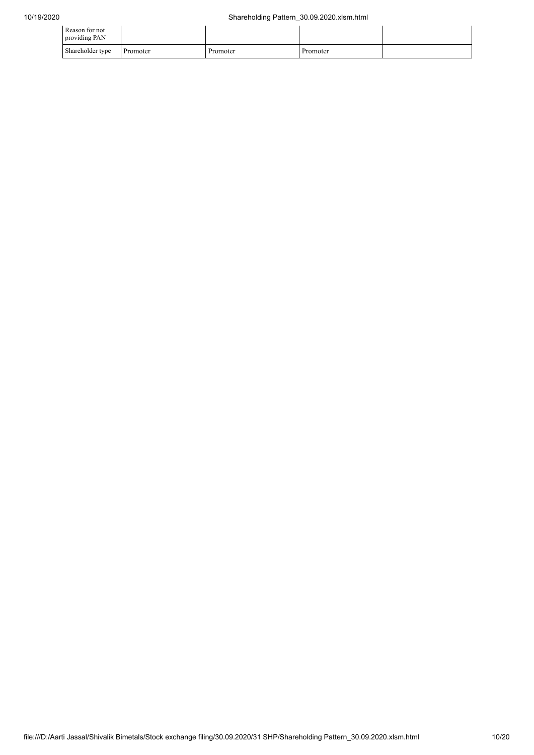| | | | | |
|---|---|---|---|---|
| Reason for not providing PAN | | | | |
| Shareholder type | Promoter | Promoter | Promoter | |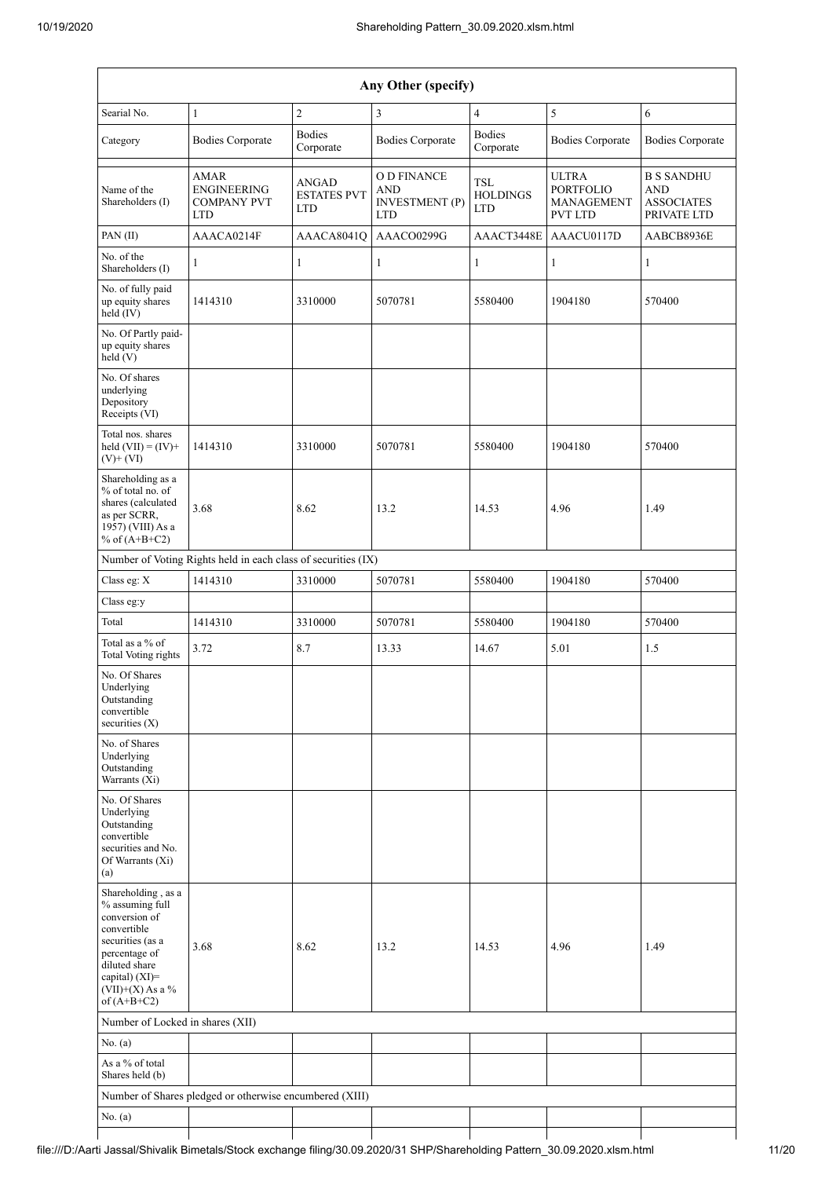| Any Other (specify) | | | | | | |
|---|---|---|---|---|---|---|
| Searial No. | 1 | 2 | 3 | 4 | 5 | 6 |
| Category | Bodies Corporate | Bodies Corporate | Bodies Corporate | Bodies Corporate | Bodies Corporate | Bodies Corporate |
| Name of the Shareholders (I) | AMAR ENGINEERING COMPANY PVT LTD | ANGAD ESTATES PVT LTD | O D FINANCE AND INVESTMENT (P) LTD | TSL HOLDINGS LTD | ULTRA PORTFOLIO MANAGEMENT PVT LTD | B S SANDHU AND ASSOCIATES PRIVATE LTD |
| PAN (II) | AAACA0214F | AAACA8041Q | AAACO0299G | AAACT3448E | AAACU0117D | AABCB8936E |
| No. of the Shareholders (I) | 1 | 1 | 1 | 1 | 1 | 1 |
| No. of fully paid up equity shares held (IV) | 1414310 | 3310000 | 5070781 | 5580400 | 1904180 | 570400 |
| No. Of Partly paid-up equity shares held (V) | | | | | | |
| No. Of shares underlying Depository Receipts (VI) | | | | | | |
| Total nos. shares held (VII) = (IV)+ (V)+ (VI) | 1414310 | 3310000 | 5070781 | 5580400 | 1904180 | 570400 |
| Shareholding as a % of total no. of shares (calculated as per SCRR, 1957) (VIII) As a % of (A+B+C2) | 3.68 | 8.62 | 13.2 | 14.53 | 4.96 | 1.49 |
| Number of Voting Rights held in each class of securities (IX) | | | | | | |
| Class eg: X | 1414310 | 3310000 | 5070781 | 5580400 | 1904180 | 570400 |
| Class eg:y | | | | | | |
| Total | 1414310 | 3310000 | 5070781 | 5580400 | 1904180 | 570400 |
| Total as a % of Total Voting rights | 3.72 | 8.7 | 13.33 | 14.67 | 5.01 | 1.5 |
| No. Of Shares Underlying Outstanding convertible securities (X) | | | | | | |
| No. of Shares Underlying Outstanding Warrants (Xi) | | | | | | |
| No. Of Shares Underlying Outstanding convertible securities and No. Of Warrants (Xi) (a) | | | | | | |
| Shareholding , as a % assuming full conversion of convertible securities (as a percentage of diluted share capital) (XI)= (VII)+(X) As a % of (A+B+C2) | 3.68 | 8.62 | 13.2 | 14.53 | 4.96 | 1.49 |
| Number of Locked in shares (XII) | | | | | | |
| No. (a) | | | | | | |
| As a % of total Shares held (b) | | | | | | |
| Number of Shares pledged or otherwise encumbered (XIII) | | | | | | |
| No. (a) | | | | | | |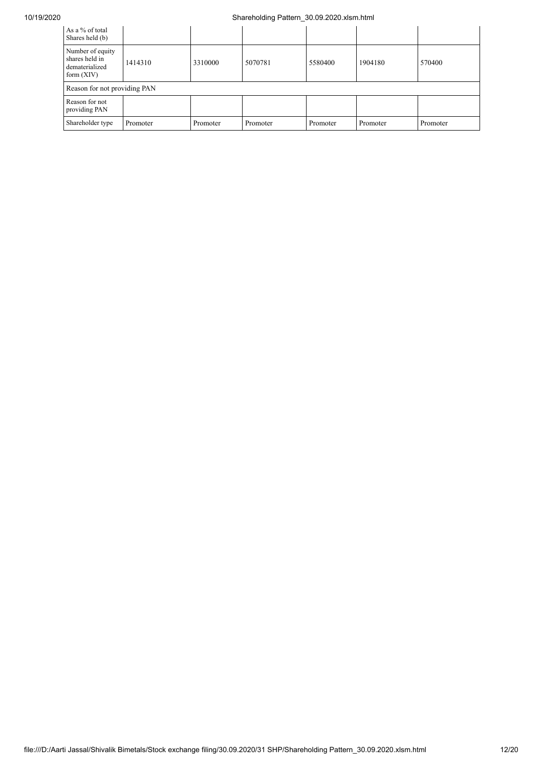| | | | | | | |
|---|---|---|---|---|---|---|
| As a % of total Shares held (b) | | | | | | |
| Number of equity shares held in dematerialized form (XIV) | 1414310 | 3310000 | 5070781 | 5580400 | 1904180 | 570400 |
| Reason for not providing PAN | | | | | | |
| Reason for not providing PAN | | | | | | |
| Shareholder type | Promoter | Promoter | Promoter | Promoter | Promoter | Promoter |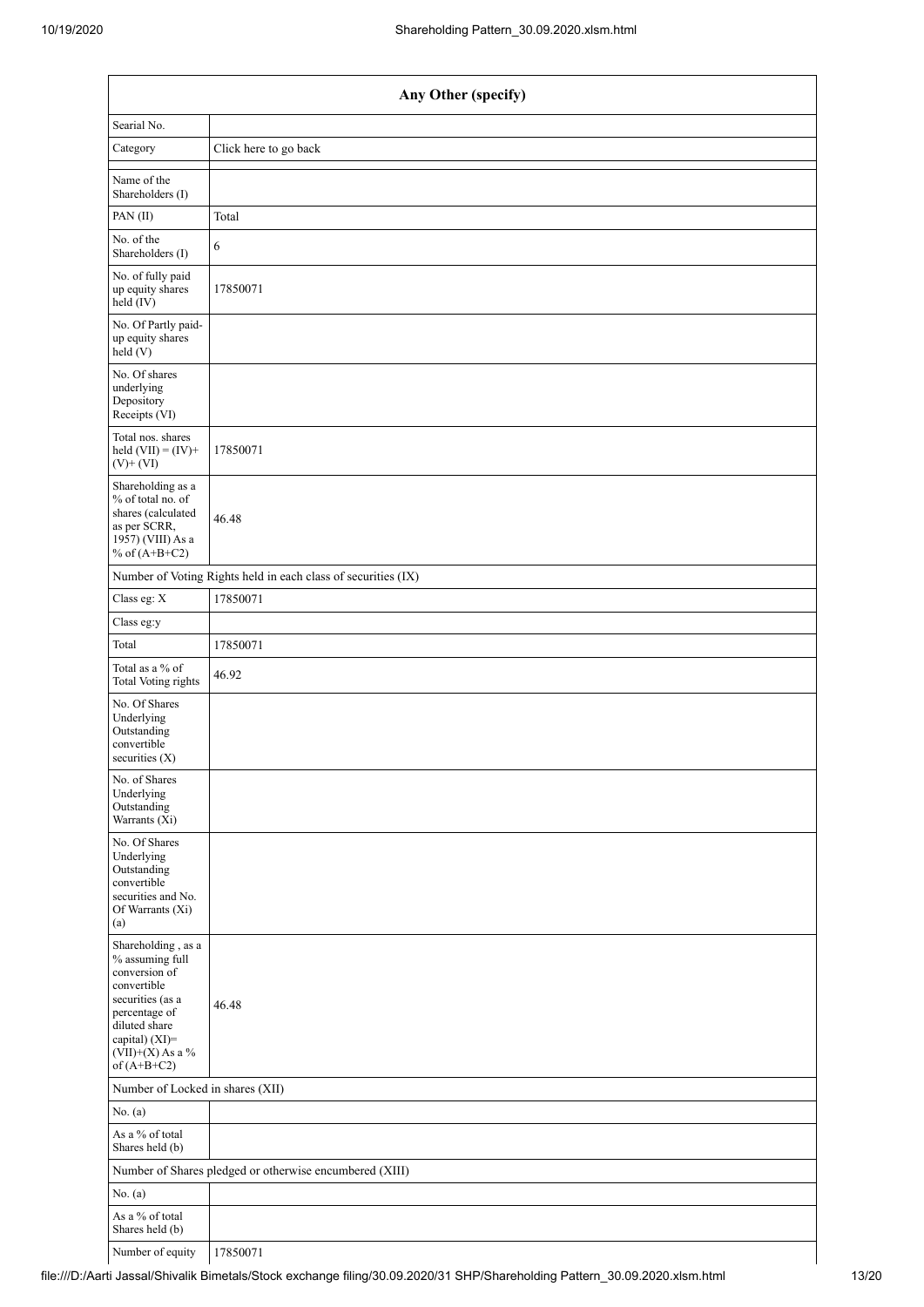| Any Other (specify) | |
|---|---|
| Searial No. | |
| Category | Click here to go back |
| Name of the Shareholders (I) | |
| PAN (II) | Total |
| No. of the Shareholders (I) | 6 |
| No. of fully paid up equity shares held (IV) | 17850071 |
| No. Of Partly paid-up equity shares held (V) | |
| No. Of shares underlying Depository Receipts (VI) | |
| Total nos. shares held (VII) = (IV)+ (V)+ (VI) | 17850071 |
| Shareholding as a % of total no. of shares (calculated as per SCRR, 1957) (VIII) As a % of (A+B+C2) | 46.48 |
| Number of Voting Rights held in each class of securities (IX) | |
| Class eg: X | 17850071 |
| Class eg:y | |
| Total | 17850071 |
| Total as a % of Total Voting rights | 46.92 |
| No. Of Shares Underlying Outstanding convertible securities (X) | |
| No. of Shares Underlying Outstanding Warrants (Xi) | |
| No. Of Shares Underlying Outstanding convertible securities and No. Of Warrants (Xi) (a) | |
| Shareholding , as a % assuming full conversion of convertible securities (as a percentage of diluted share capital) (XI)= (VII)+(X) As a % of (A+B+C2) | 46.48 |
| Number of Locked in shares (XII) | |
| No. (a) | |
| As a % of total Shares held (b) | |
| Number of Shares pledged or otherwise encumbered (XIII) | |
| No. (a) | |
| As a % of total Shares held (b) | |
| Number of equity | 17850071 |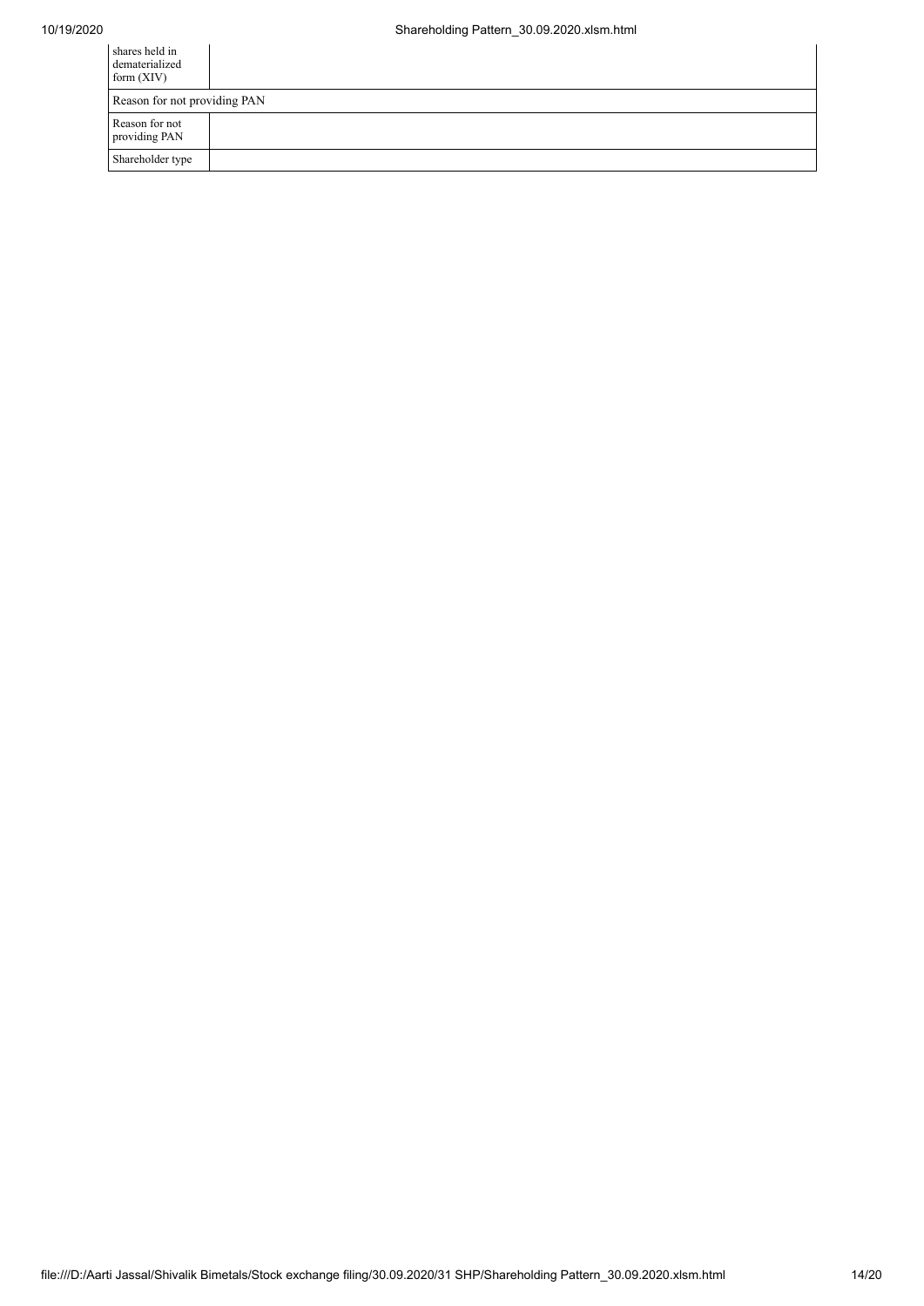| shares held in dematerialized form (XIV) | |
|---|---|
| Reason for not providing PAN | |
| Reason for not providing PAN | |
| Shareholder type | |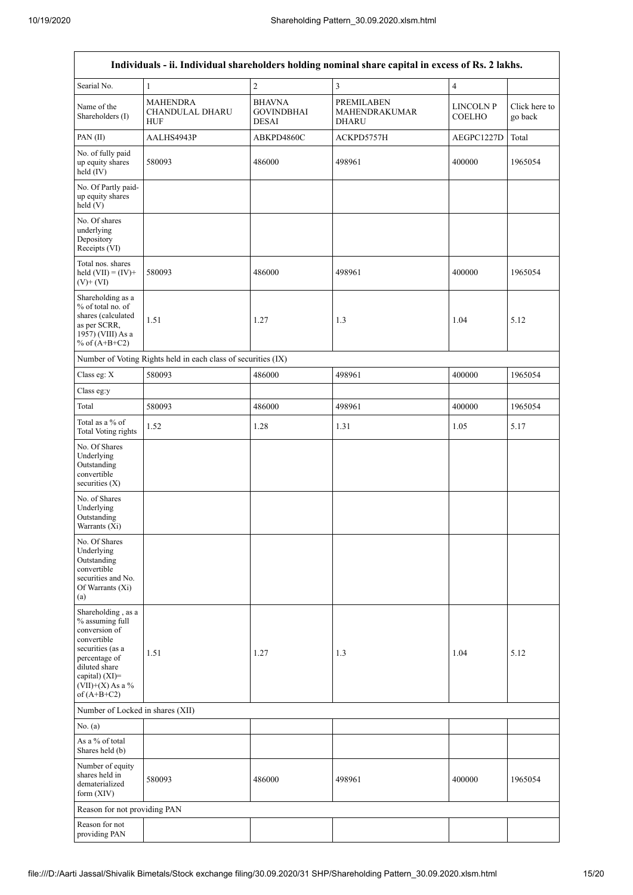| Individuals - ii. Individual shareholders holding nominal share capital in excess of Rs. 2 lakhs. | | | | | |
|---|---|---|---|---|---|
| Searial No. | 1 | 2 | 3 | 4 | |
| Name of the Shareholders (I) | MAHENDRA CHANDULAL DHARU HUF | BHAVNA GOVINDBHAI DESAI | PREMILABEN MAHENDRAKUMAR DHARU | LINCOLN P COELHO | Click here to go back |
| PAN (II) | AALHS4943P | ABKPD4860C | ACKPD5757H | AEGPC1227D | Total |
| No. of fully paid up equity shares held (IV) | 580093 | 486000 | 498961 | 400000 | 1965054 |
| No. Of Partly paid-up equity shares held (V) | | | | | |
| No. Of shares underlying Depository Receipts (VI) | | | | | |
| Total nos. shares held (VII) = (IV)+(V)+ (VI) | 580093 | 486000 | 498961 | 400000 | 1965054 |
| Shareholding as a % of total no. of shares (calculated as per SCRR, 1957) (VIII) As a % of (A+B+C2) | 1.51 | 1.27 | 1.3 | 1.04 | 5.12 |
| Number of Voting Rights held in each class of securities (IX) | | | | | |
| Class eg: X | 580093 | 486000 | 498961 | 400000 | 1965054 |
| Class eg:y | | | | | |
| Total | 580093 | 486000 | 498961 | 400000 | 1965054 |
| Total as a % of Total Voting rights | 1.52 | 1.28 | 1.31 | 1.05 | 5.17 |
| No. Of Shares Underlying Outstanding convertible securities (X) | | | | | |
| No. of Shares Underlying Outstanding Warrants (Xi) | | | | | |
| No. Of Shares Underlying Outstanding convertible securities and No. Of Warrants (Xi) (a) | | | | | |
| Shareholding , as a % assuming full conversion of convertible securities (as a percentage of diluted share capital) (XI)= (VII)+(X) As a % of (A+B+C2) | 1.51 | 1.27 | 1.3 | 1.04 | 5.12 |
| Number of Locked in shares (XII) | | | | | |
| No. (a) | | | | | |
| As a % of total Shares held (b) | | | | | |
| Number of equity shares held in dematerialized form (XIV) | 580093 | 486000 | 498961 | 400000 | 1965054 |
| Reason for not providing PAN | | | | | |
| Reason for not providing PAN | | | | | |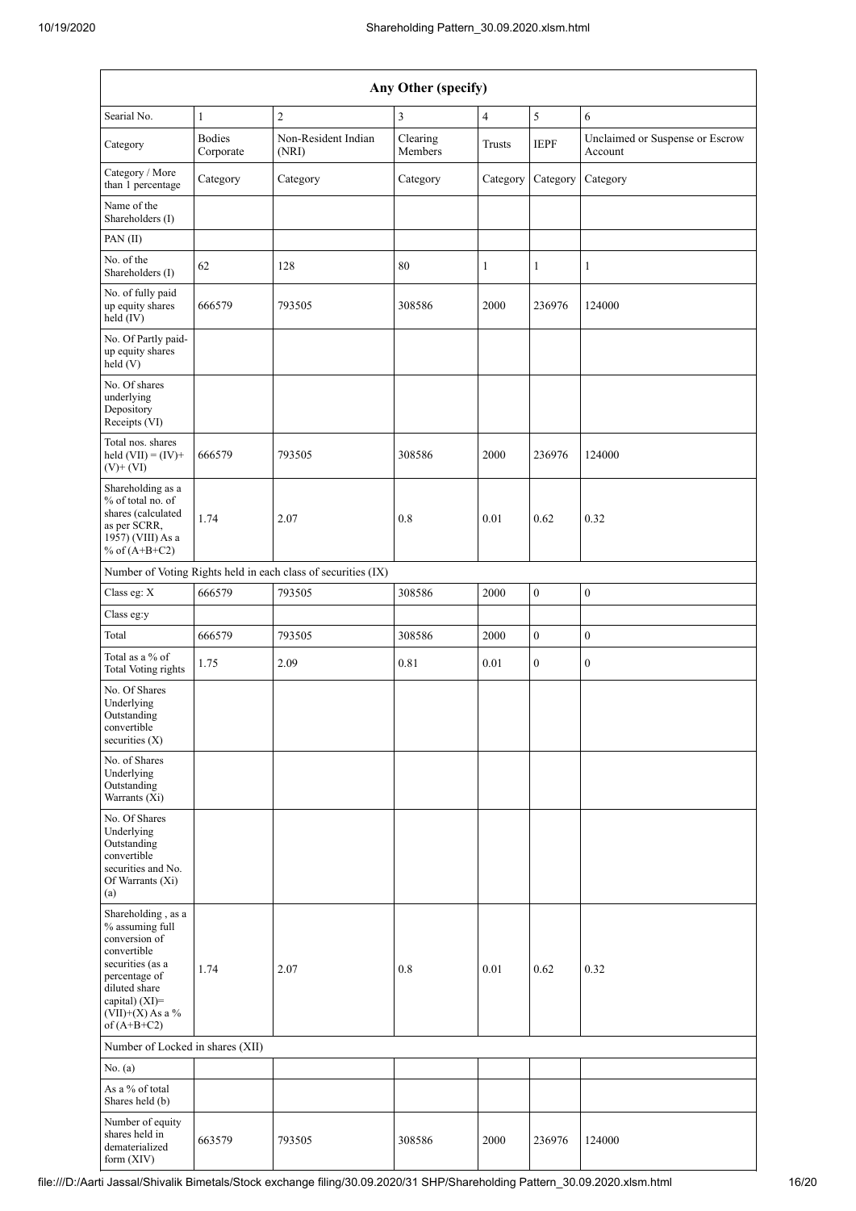| Any Other (specify) | | | | | | |
|---|---|---|---|---|---|---|
| Searial No. | 1 | 2 | 3 | 4 | 5 | 6 |
| Category | Bodies Corporate | Non-Resident Indian (NRI) | Clearing Members | Trusts | IEPF | Unclaimed or Suspense or Escrow Account |
| Category / More than 1 percentage | Category | Category | Category | Category | Category | Category |
| Name of the Shareholders (I) | | | | | | |
| PAN (II) | | | | | | |
| No. of the Shareholders (I) | 62 | 128 | 80 | 1 | 1 | 1 |
| No. of fully paid up equity shares held (IV) | 666579 | 793505 | 308586 | 2000 | 236976 | 124000 |
| No. Of Partly paid-up equity shares held (V) | | | | | | |
| No. Of shares underlying Depository Receipts (VI) | | | | | | |
| Total nos. shares held (VII) = (IV)+ (V)+ (VI) | 666579 | 793505 | 308586 | 2000 | 236976 | 124000 |
| Shareholding as a % of total no. of shares (calculated as per SCRR, 1957) (VIII) As a % of (A+B+C2) | 1.74 | 2.07 | 0.8 | 0.01 | 0.62 | 0.32 |
| Number of Voting Rights held in each class of securities (IX) | | | | | | |
| Class eg: X | 666579 | 793505 | 308586 | 2000 | 0 | 0 |
| Class eg:y | | | | | | |
| Total | 666579 | 793505 | 308586 | 2000 | 0 | 0 |
| Total as a % of Total Voting rights | 1.75 | 2.09 | 0.81 | 0.01 | 0 | 0 |
| No. Of Shares Underlying Outstanding convertible securities (X) | | | | | | |
| No. of Shares Underlying Outstanding Warrants (Xi) | | | | | | |
| No. Of Shares Underlying Outstanding convertible securities and No. Of Warrants (Xi) (a) | | | | | | |
| Shareholding , as a % assuming full conversion of convertible securities (as a percentage of diluted share capital) (XI)= (VII)+(X) As a % of (A+B+C2) | 1.74 | 2.07 | 0.8 | 0.01 | 0.62 | 0.32 |
| Number of Locked in shares (XII) | | | | | | |
| No. (a) | | | | | | |
| As a % of total Shares held (b) | | | | | | |
| Number of equity shares held in dematerialized form (XIV) | 663579 | 793505 | 308586 | 2000 | 236976 | 124000 |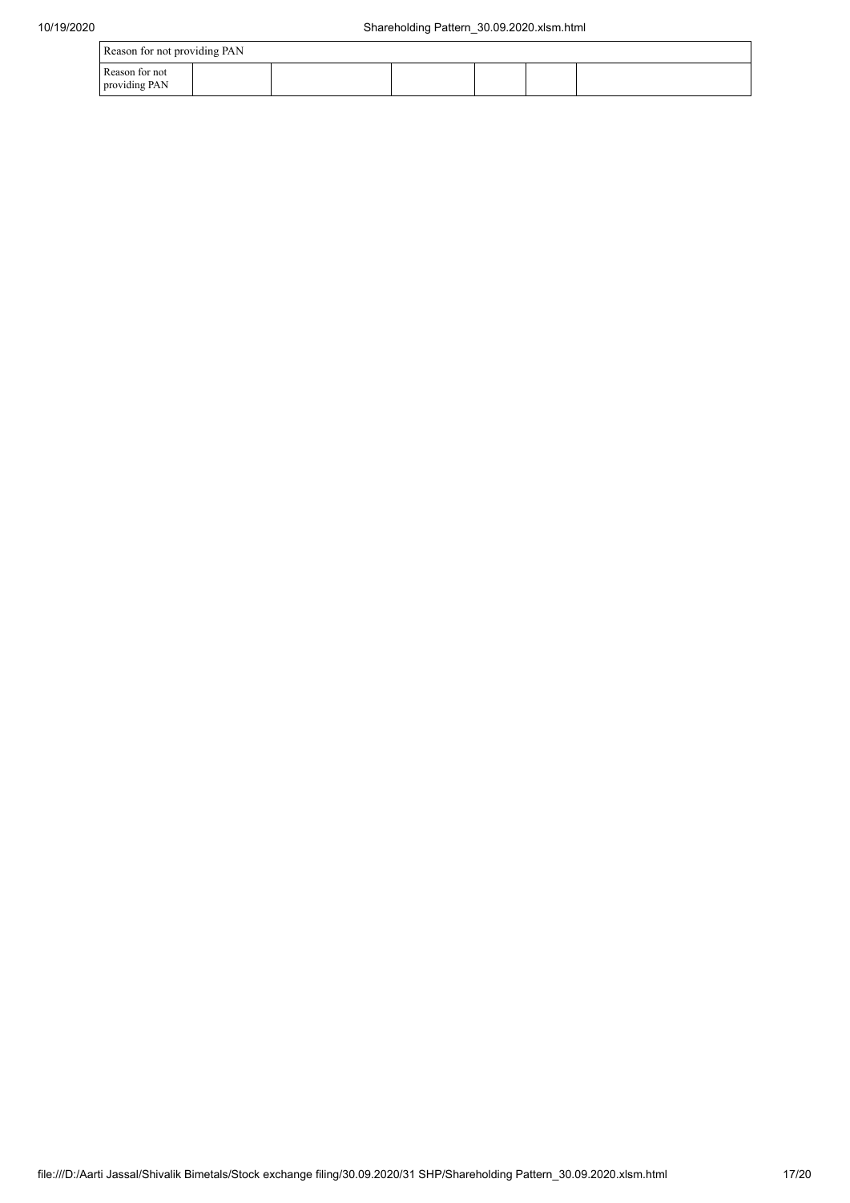| Reason for not providing PAN | | | | | | |
|---|---|---|---|---|---|---|
| Reason for not providing PAN | | | | | | |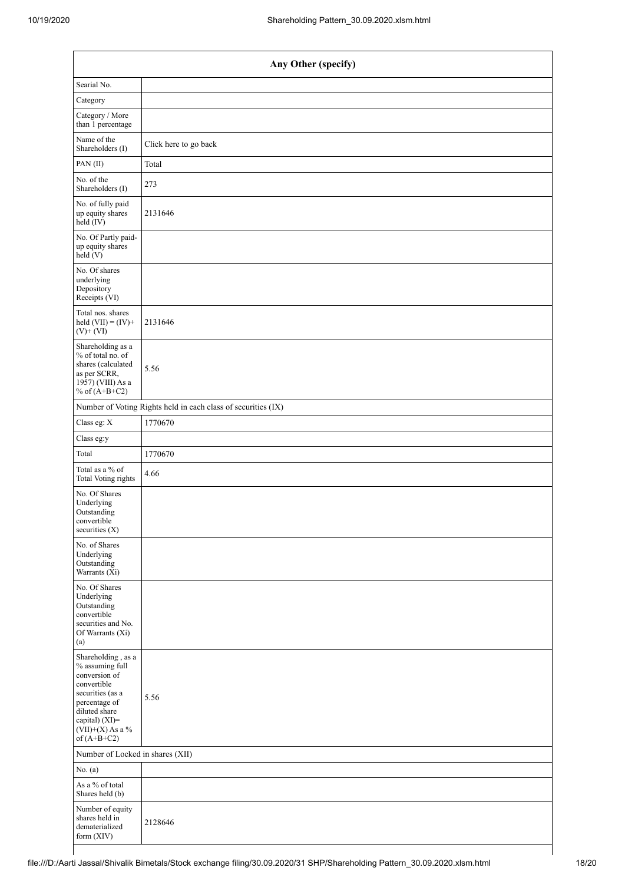| Any Other (specify) | |
|---|---|
| Searial No. | |
| Category | |
| Category / More than 1 percentage | |
| Name of the Shareholders (I) | Click here to go back |
| PAN (II) | Total |
| No. of the Shareholders (I) | 273 |
| No. of fully paid up equity shares held (IV) | 2131646 |
| No. Of Partly paid-up equity shares held (V) | |
| No. Of shares underlying Depository Receipts (VI) | |
| Total nos. shares held (VII) = (IV)+ (V)+ (VI) | 2131646 |
| Shareholding as a % of total no. of shares (calculated as per SCRR, 1957) (VIII) As a % of (A+B+C2) | 5.56 |
| Number of Voting Rights held in each class of securities (IX) | |
| Class eg: X | 1770670 |
| Class eg:y | |
| Total | 1770670 |
| Total as a % of Total Voting rights | 4.66 |
| No. Of Shares Underlying Outstanding convertible securities (X) | |
| No. of Shares Underlying Outstanding Warrants (Xi) | |
| No. Of Shares Underlying Outstanding convertible securities and No. Of Warrants (Xi) (a) | |
| Shareholding , as a % assuming full conversion of convertible securities (as a percentage of diluted share capital) (XI)= (VII)+(X) As a % of (A+B+C2) | 5.56 |
| Number of Locked in shares (XII) | |
| No. (a) | |
| As a % of total Shares held (b) | |
| Number of equity shares held in dematerialized form (XIV) | 2128646 |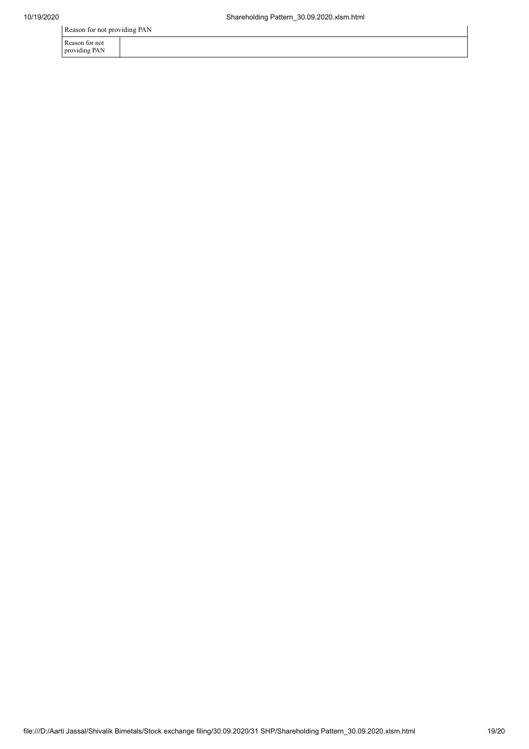| Reason for not providing PAN | |
| --- | --- |
| Reason for not providing PAN | |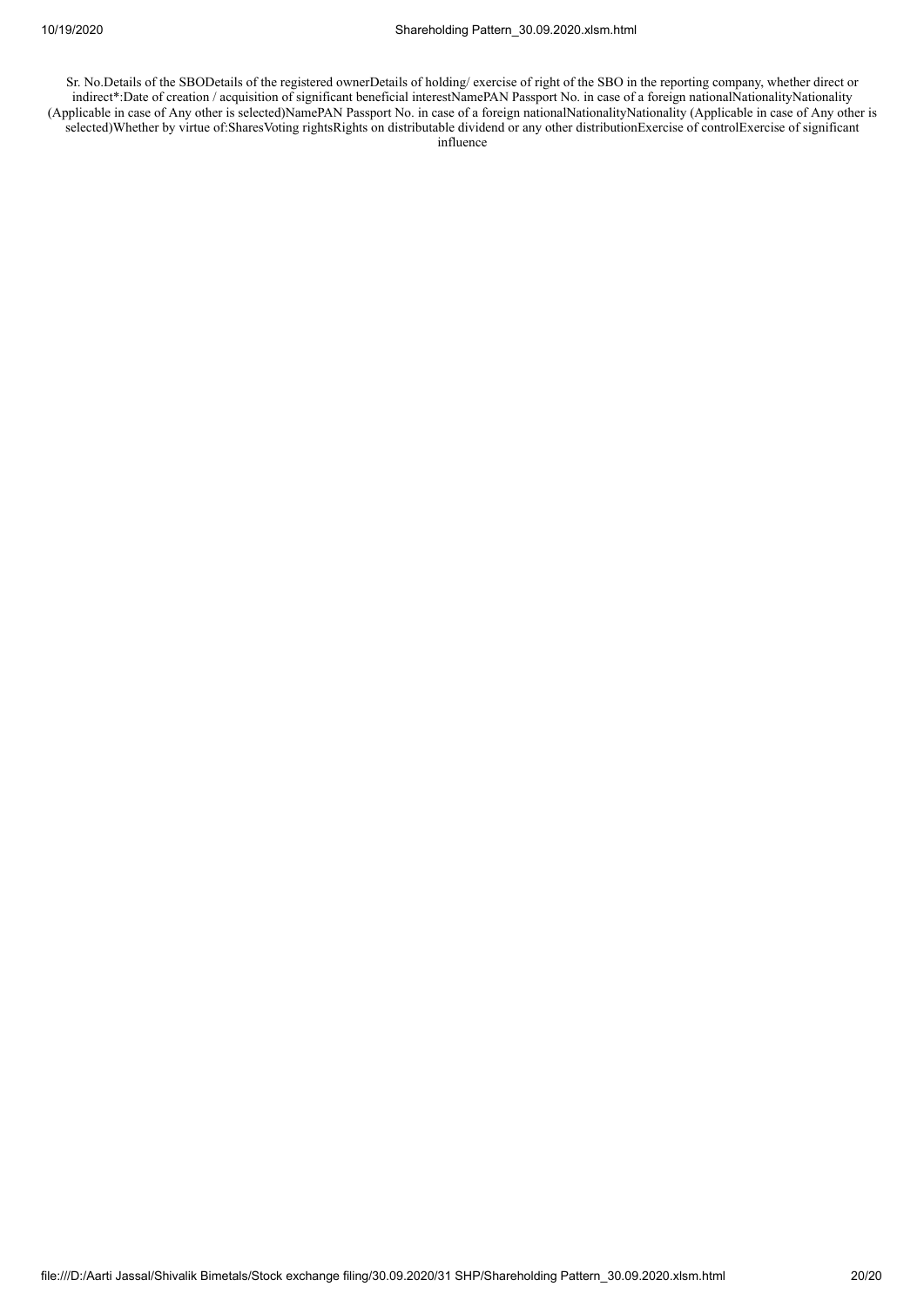Sr. No.Details of the SBODetails of the registered ownerDetails of holding/ exercise of right of the SBO in the reporting company, whether direct or indirect*:Date of creation / acquisition of significant beneficial interestNamePAN Passport No. in case of a foreign nationalNationalityNationality (Applicable in case of Any other is selected)NamePAN Passport No. in case of a foreign nationalNationalityNationality (Applicable in case of Any other is selected)Whether by virtue of:SharesVoting rightsRights on distributable dividend or any other distributionExercise of controlExercise of significant influence